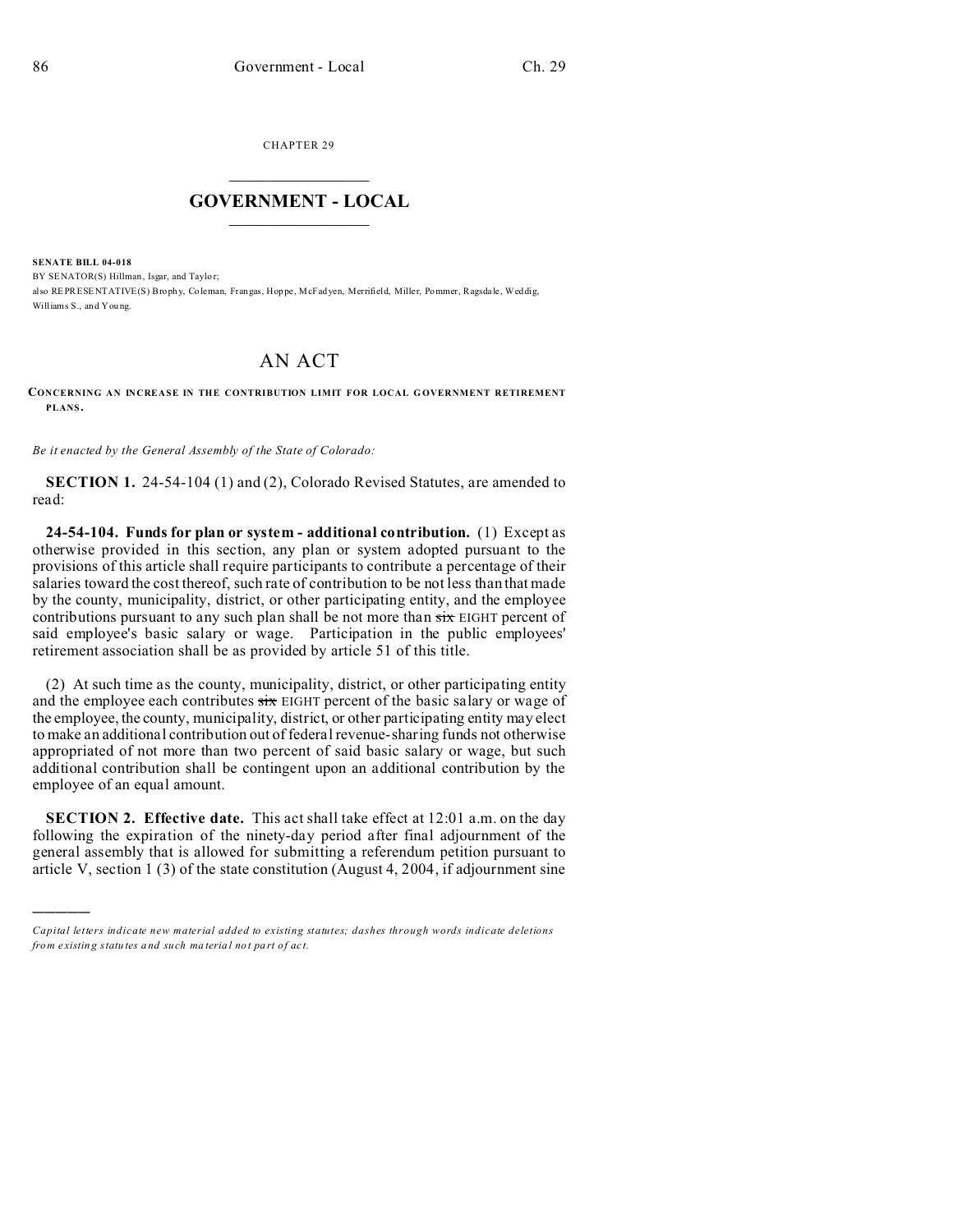CHAPTER 29

# GOVERNMENT - LOCAL

**SENATE BILL 04-018**

BY SENATOR(S) Hillman, Isgar, and Taylor;

also REPRESENTATIVE(S) Brophy, Coleman, Frangas, Hoppe, McFadyen, Merrifield, Miller, Pommer, Ragsdale, Weddig, Williams S., and Young.

## AN ACT

**CONCERNING AN INCREASE IN THE CONTRIBUTION LIMIT FOR LOCAL GOVERNMENT RETIREMENT PLANS.**

*Be it enacted by the General Assembly of the State of Colorado:*

**SECTION 1.** 24-54-104 (1) and (2), Colorado Revised Statutes, are amended to read:

**24-54-104. Funds for plan or system - additional contribution.** (1) Except as otherwise provided in this section, any plan or system adopted pursuant to the provisions of this article shall require participants to contribute a percentage of their salaries toward the cost thereof, such rate of contribution to be not less than that made by the county, municipality, district, or other participating entity, and the employee contributions pursuant to any such plan shall be not more than ~~six~~ EIGHT percent of said employee's basic salary or wage. Participation in the public employees' retirement association shall be as provided by article 51 of this title.

(2) At such time as the county, municipality, district, or other participating entity and the employee each contributes ~~six~~ EIGHT percent of the basic salary or wage of the employee, the county, municipality, district, or other participating entity may elect to make an additional contribution out of federal revenue-sharing funds not otherwise appropriated of not more than two percent of said basic salary or wage, but such additional contribution shall be contingent upon an additional contribution by the employee of an equal amount.

**SECTION 2. Effective date.** This act shall take effect at 12:01 a.m. on the day following the expiration of the ninety-day period after final adjournment of the general assembly that is allowed for submitting a referendum petition pursuant to article V, section 1 (3) of the state constitution (August 4, 2004, if adjournment sine

---

*Capital letters indicate new material added to existing statutes; dashes through words indicate deletions from existing statutes and such material not part of act.*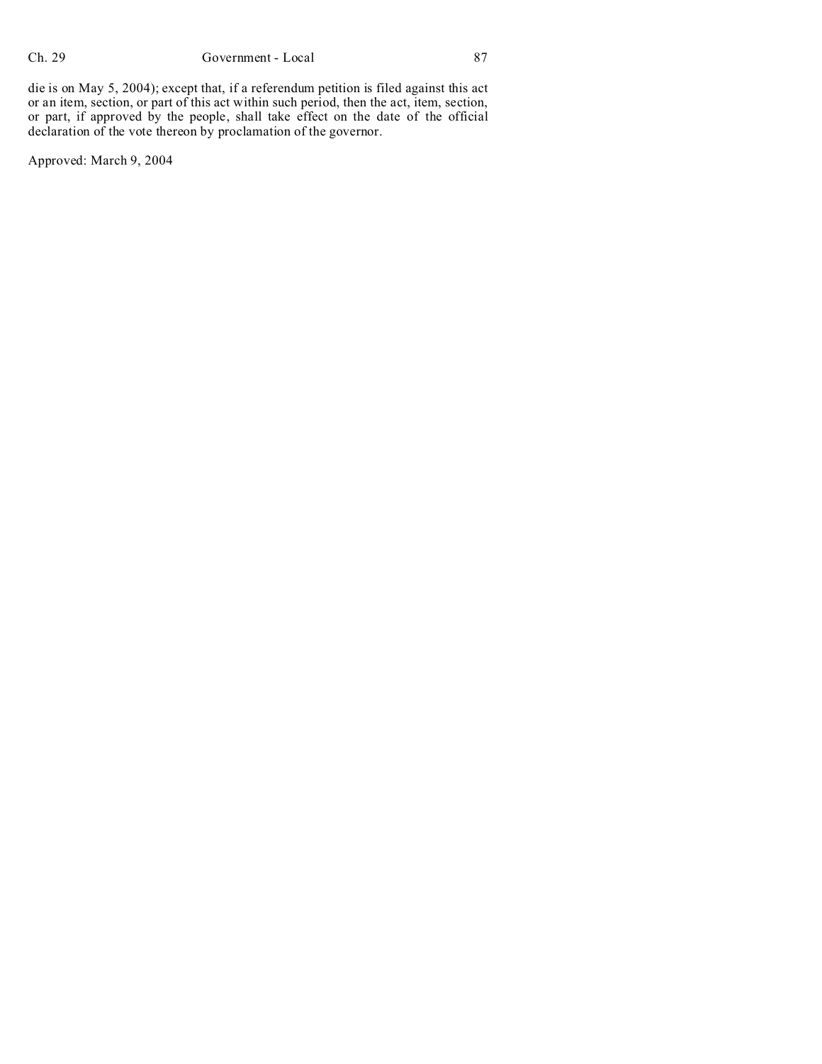die is on May 5, 2004); except that, if a referendum petition is filed against this act or an item, section, or part of this act within such period, then the act, item, section, or part, if approved by the people, shall take effect on the date of the official declaration of the vote thereon by proclamation of the governor.

Approved: March 9, 2004